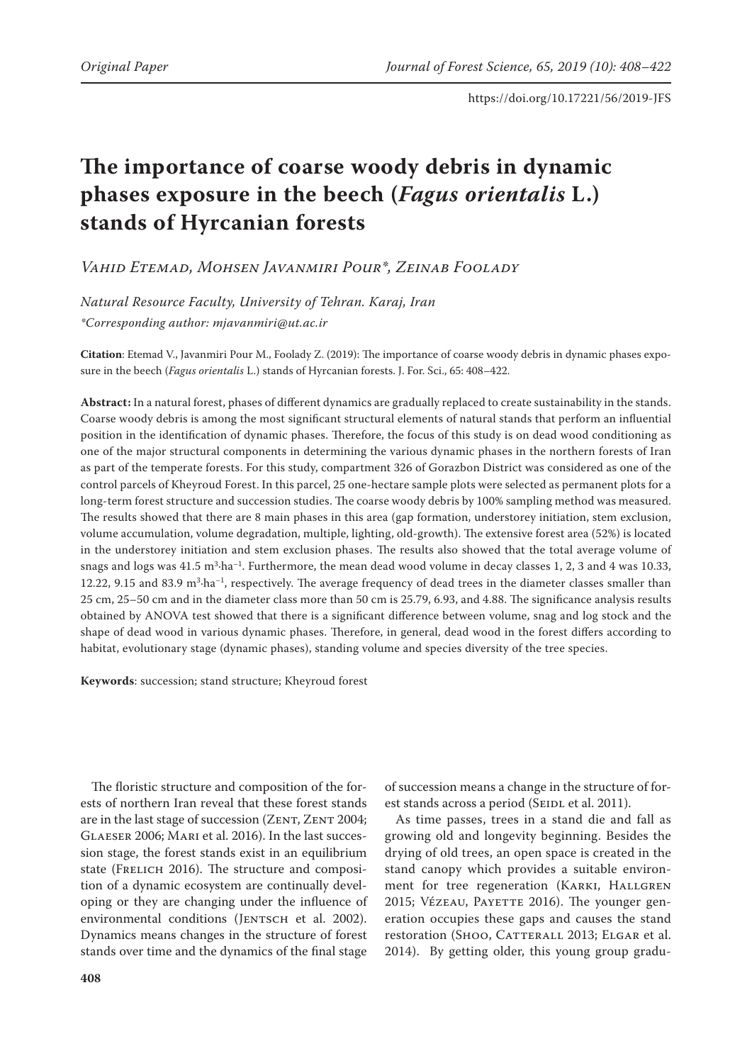Original Paper

https://doi.org/10.17221/56/2019-JFS

# The importance of coarse woody debris in dynamic phases exposure in the beech (*Fagus orientalis* L.) stands of Hyrcanian forests

*Vahid Etemad, Mohsen Javanmiri Pour\*, Zeinab Foolady*

*Natural Resource Faculty, University of Tehran. Karaj, Iran*

*\*Corresponding author: mjavanmiri@ut.ac.ir*

**Citation**: Etemad V., Javanmiri Pour M., Foolady Z. (2019): The importance of coarse woody debris in dynamic phases exposure in the beech (*Fagus orientalis* L.) stands of Hyrcanian forests. J. For. Sci., 65: 408–422.

**Abstract:** In a natural forest, phases of different dynamics are gradually replaced to create sustainability in the stands. Coarse woody debris is among the most significant structural elements of natural stands that perform an influential position in the identification of dynamic phases. Therefore, the focus of this study is on dead wood conditioning as one of the major structural components in determining the various dynamic phases in the northern forests of Iran as part of the temperate forests. For this study, compartment 326 of Gorazbon District was considered as one of the control parcels of Kheyroud Forest. In this parcel, 25 one-hectare sample plots were selected as permanent plots for a long-term forest structure and succession studies. The coarse woody debris by 100% sampling method was measured. The results showed that there are 8 main phases in this area (gap formation, understorey initiation, stem exclusion, volume accumulation, volume degradation, multiple, lighting, old-growth). The extensive forest area (52%) is located in the understorey initiation and stem exclusion phases. The results also showed that the total average volume of snags and logs was 41.5 $m^3 \cdot ha^{-1}$. Furthermore, the mean dead wood volume in decay classes 1, 2, 3 and 4 was 10.33, 12.22, 9.15 and 83.9 $m^3 \cdot ha^{-1}$, respectively. The average frequency of dead trees in the diameter classes smaller than 25 cm, 25–50 cm and in the diameter class more than 50 cm is 25.79, 6.93, and 4.88. The significance analysis results obtained by ANOVA test showed that there is a significant difference between volume, snag and log stock and the shape of dead wood in various dynamic phases. Therefore, in general, dead wood in the forest differs according to habitat, evolutionary stage (dynamic phases), standing volume and species diversity of the tree species.

**Keywords**: succession; stand structure; Kheyroud forest

The floristic structure and composition of the forests of northern Iran reveal that these forest stands are in the last stage of succession (Zent, Zent 2004; Glaeser 2006; Mari et al. 2016). In the last succession stage, the forest stands exist in an equilibrium state (Frelich 2016). The structure and composition of a dynamic ecosystem are continually developing or they are changing under the influence of environmental conditions (Jentsch et al. 2002). Dynamics means changes in the structure of forest stands over time and the dynamics of the final stage of succession means a change in the structure of forest stands across a period (Seidl et al. 2011).

As time passes, trees in a stand die and fall as growing old and longevity beginning. Besides the drying of old trees, an open space is created in the stand canopy which provides a suitable environment for tree regeneration (Karki, Hallgren 2015; Vézeau, Payette 2016). The younger generation occupies these gaps and causes the stand restoration (Shoo, Catterall 2013; Elgar et al. 2014). By getting older, this young group gradu-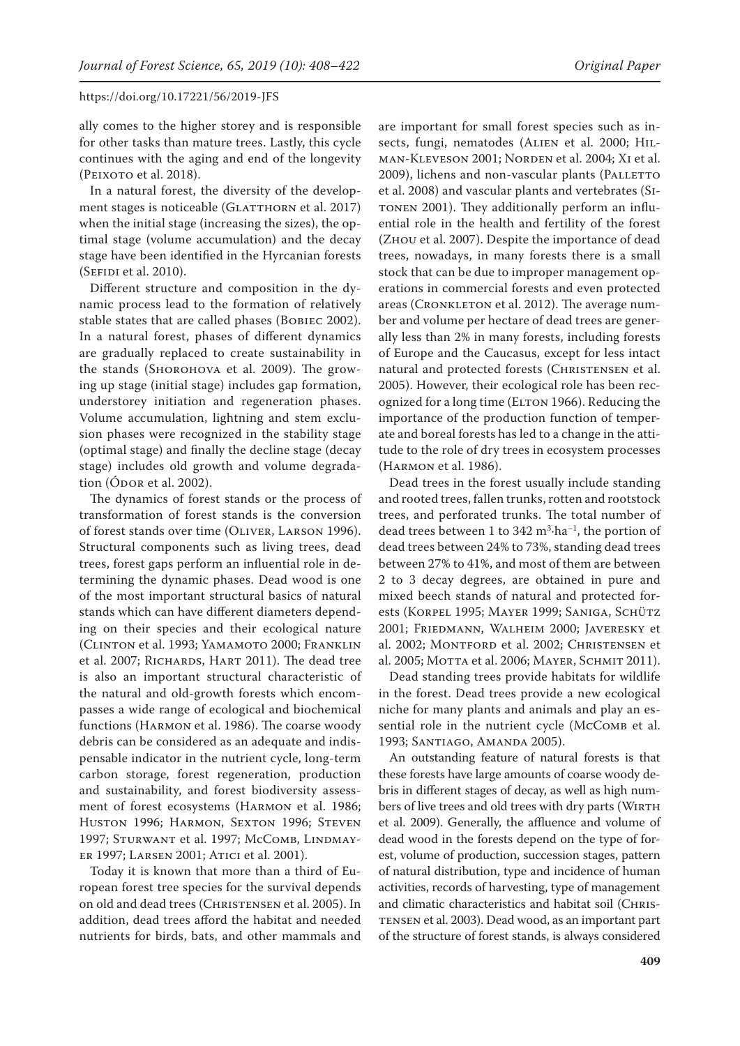ally comes to the higher storey and is responsible for other tasks than mature trees. Lastly, this cycle continues with the aging and end of the longevity (Peixoto et al. 2018).

In a natural forest, the diversity of the development stages is noticeable (Glatthorn et al. 2017) when the initial stage (increasing the sizes), the optimal stage (volume accumulation) and the decay stage have been identified in the Hyrcanian forests (Sefidi et al. 2010).

Different structure and composition in the dynamic process lead to the formation of relatively stable states that are called phases (Bobiec 2002). In a natural forest, phases of different dynamics are gradually replaced to create sustainability in the stands (Shorohova et al. 2009). The growing up stage (initial stage) includes gap formation, understorey initiation and regeneration phases. Volume accumulation, lightning and stem exclusion phases were recognized in the stability stage (optimal stage) and finally the decline stage (decay stage) includes old growth and volume degradation (Ódor et al. 2002).

The dynamics of forest stands or the process of transformation of forest stands is the conversion of forest stands over time (Oliver, Larson 1996). Structural components such as living trees, dead trees, forest gaps perform an influential role in determining the dynamic phases. Dead wood is one of the most important structural basics of natural stands which can have different diameters depending on their species and their ecological nature (Clinton et al. 1993; Yamamoto 2000; Franklin et al. 2007; Richards, Hart 2011). The dead tree is also an important structural characteristic of the natural and old-growth forests which encompasses a wide range of ecological and biochemical functions (Harmon et al. 1986). The coarse woody debris can be considered as an adequate and indispensable indicator in the nutrient cycle, long-term carbon storage, forest regeneration, production and sustainability, and forest biodiversity assessment of forest ecosystems (Harmon et al. 1986; Huston 1996; Harmon, Sexton 1996; Steven 1997; Sturwant et al. 1997; McComb, Lindmayer 1997; Larsen 2001; Atici et al. 2001).

Today it is known that more than a third of European forest tree species for the survival depends on old and dead trees (Christensen et al. 2005). In addition, dead trees afford the habitat and needed nutrients for birds, bats, and other mammals and are important for small forest species such as insects, fungi, nematodes (Alien et al. 2000; Hilman-Kleveson 2001; Norden et al. 2004; Xi et al. 2009), lichens and non-vascular plants (Palletto et al. 2008) and vascular plants and vertebrates (Sitonen 2001). They additionally perform an influential role in the health and fertility of the forest (Zhou et al. 2007). Despite the importance of dead trees, nowadays, in many forests there is a small stock that can be due to improper management operations in commercial forests and even protected areas (Cronkleton et al. 2012). The average number and volume per hectare of dead trees are generally less than 2% in many forests, including forests of Europe and the Caucasus, except for less intact natural and protected forests (Christensen et al. 2005). However, their ecological role has been recognized for a long time (Elton 1966). Reducing the importance of the production function of temperate and boreal forests has led to a change in the attitude to the role of dry trees in ecosystem processes (Harmon et al. 1986).

Dead trees in the forest usually include standing and rooted trees, fallen trunks, rotten and rootstock trees, and perforated trunks. The total number of dead trees between 1 to 342 $m^3 \cdot ha^{-1}$, the portion of dead trees between 24% to 73%, standing dead trees between 27% to 41%, and most of them are between 2 to 3 decay degrees, are obtained in pure and mixed beech stands of natural and protected forests (Korpel 1995; Mayer 1999; Saniga, Schütz 2001; Friedmann, Walheim 2000; Javeresky et al. 2002; Montford et al. 2002; Christensen et al. 2005; Motta et al. 2006; Mayer, Schmit 2011).

Dead standing trees provide habitats for wildlife in the forest. Dead trees provide a new ecological niche for many plants and animals and play an essential role in the nutrient cycle (McComb et al. 1993; Santiago, Amanda 2005).

An outstanding feature of natural forests is that these forests have large amounts of coarse woody debris in different stages of decay, as well as high numbers of live trees and old trees with dry parts (Wirth et al. 2009). Generally, the affluence and volume of dead wood in the forests depend on the type of forest, volume of production, succession stages, pattern of natural distribution, type and incidence of human activities, records of harvesting, type of management and climatic characteristics and habitat soil (Christensen et al. 2003). Dead wood, as an important part of the structure of forest stands, is always considered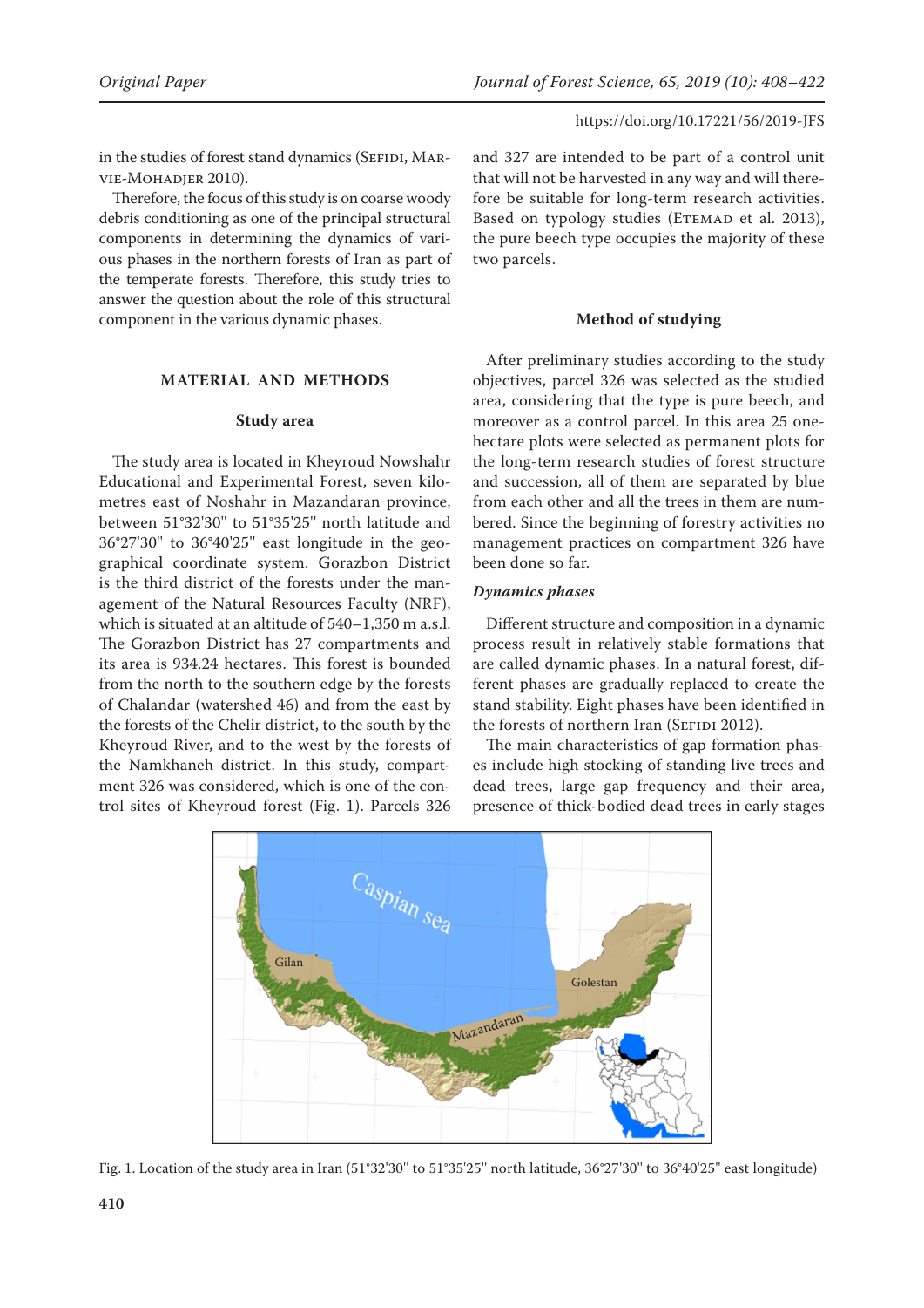in the studies of forest stand dynamics (Sefidi, Marvie-Mohadjer 2010).

Therefore, the focus of this study is on coarse woody debris conditioning as one of the principal structural components in determining the dynamics of various phases in the northern forests of Iran as part of the temperate forests. Therefore, this study tries to answer the question about the role of this structural component in the various dynamic phases.

## MATERIAL AND METHODS

### Study area

The study area is located in Kheyroud Nowshahr Educational and Experimental Forest, seven kilometres east of Noshahr in Mazandaran province, between 51°32'30'' to 51°35'25'' north latitude and 36°27'30'' to 36°40'25'' east longitude in the geographical coordinate system. Gorazbon District is the third district of the forests under the management of the Natural Resources Faculty (NRF), which is situated at an altitude of 540–1,350 m a.s.l. The Gorazbon District has 27 compartments and its area is 934.24 hectares. This forest is bounded from the north to the southern edge by the forests of Chalandar (watershed 46) and from the east by the forests of the Chelir district, to the south by the Kheyroud River, and to the west by the forests of the Namkhaneh district. In this study, compartment 326 was considered, which is one of the control sites of Kheyroud forest (Fig. 1). Parcels 326 and 327 are intended to be part of a control unit that will not be harvested in any way and will therefore be suitable for long-term research activities. Based on typology studies (Etemad et al. 2013), the pure beech type occupies the majority of these two parcels.

### Method of studying

After preliminary studies according to the study objectives, parcel 326 was selected as the studied area, considering that the type is pure beech, and moreover as a control parcel. In this area 25 one-hectare plots were selected as permanent plots for the long-term research studies of forest structure and succession, all of them are separated by blue from each other and all the trees in them are numbered. Since the beginning of forestry activities no management practices on compartment 326 have been done so far.

#### *Dynamics phases*

Different structure and composition in a dynamic process result in relatively stable formations that are called dynamic phases. In a natural forest, different phases are gradually replaced to create the stand stability. Eight phases have been identified in the forests of northern Iran (Sefidi 2012).

The main characteristics of gap formation phases include high stocking of standing live trees and dead trees, large gap frequency and their area, presence of thick-bodied dead trees in early stages

Fig. 1. Location of the study area in Iran (51°32'30'' to 51°35'25'' north latitude, 36°27'30'' to 36°40'25'' east longitude)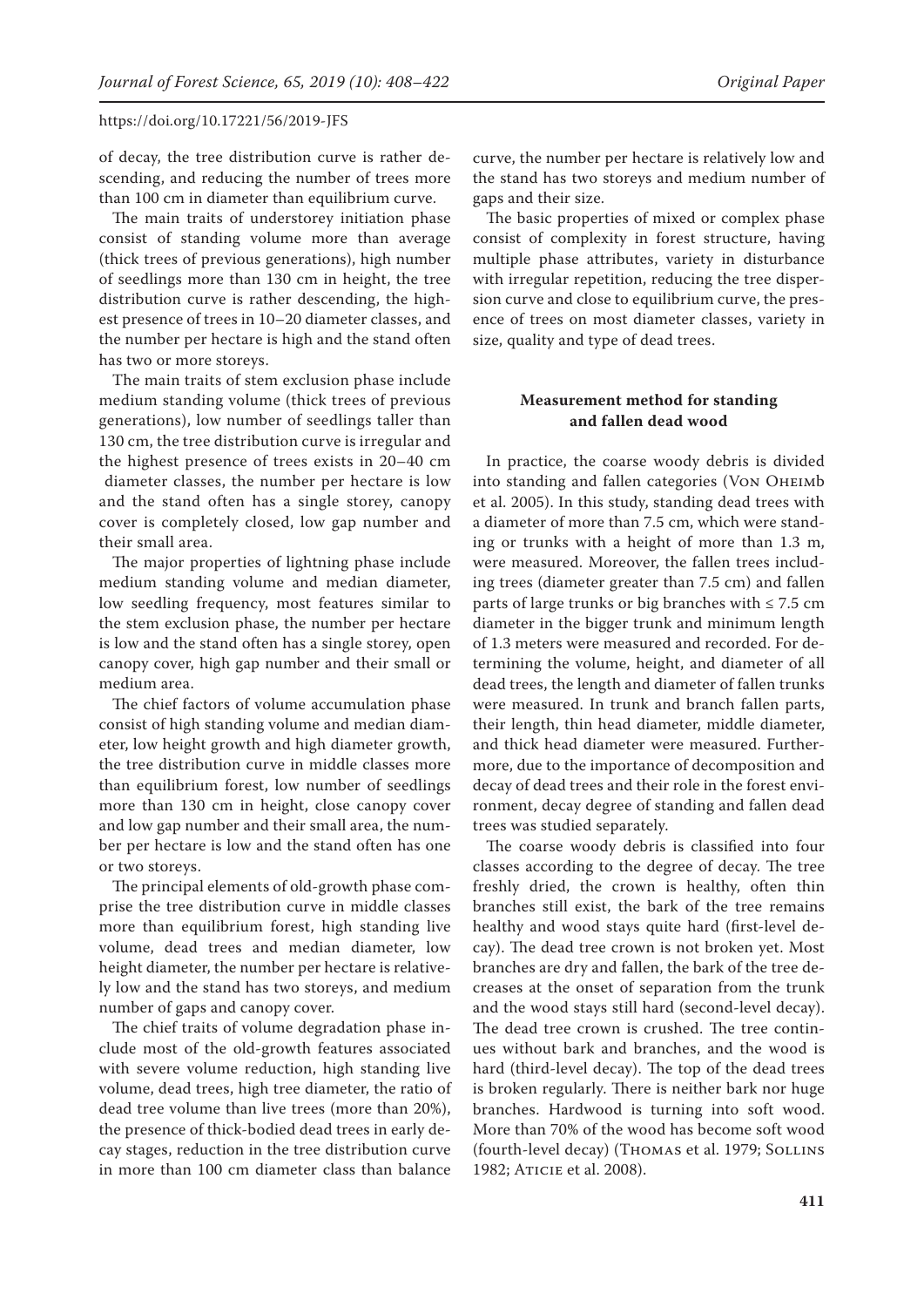of decay, the tree distribution curve is rather descending, and reducing the number of trees more than 100 cm in diameter than equilibrium curve.

The main traits of understorey initiation phase consist of standing volume more than average (thick trees of previous generations), high number of seedlings more than 130 cm in height, the tree distribution curve is rather descending, the highest presence of trees in 10–20 diameter classes, and the number per hectare is high and the stand often has two or more storeys.

The main traits of stem exclusion phase include medium standing volume (thick trees of previous generations), low number of seedlings taller than 130 cm, the tree distribution curve is irregular and the highest presence of trees exists in 20–40 cm diameter classes, the number per hectare is low and the stand often has a single storey, canopy cover is completely closed, low gap number and their small area.

The major properties of lightning phase include medium standing volume and median diameter, low seedling frequency, most features similar to the stem exclusion phase, the number per hectare is low and the stand often has a single storey, open canopy cover, high gap number and their small or medium area.

The chief factors of volume accumulation phase consist of high standing volume and median diameter, low height growth and high diameter growth, the tree distribution curve in middle classes more than equilibrium forest, low number of seedlings more than 130 cm in height, close canopy cover and low gap number and their small area, the number per hectare is low and the stand often has one or two storeys.

The principal elements of old-growth phase comprise the tree distribution curve in middle classes more than equilibrium forest, high standing live volume, dead trees and median diameter, low height diameter, the number per hectare is relatively low and the stand has two storeys, and medium number of gaps and canopy cover.

The chief traits of volume degradation phase include most of the old-growth features associated with severe volume reduction, high standing live volume, dead trees, high tree diameter, the ratio of dead tree volume than live trees (more than 20%), the presence of thick-bodied dead trees in early decay stages, reduction in the tree distribution curve in more than 100 cm diameter class than balance curve, the number per hectare is relatively low and the stand has two storeys and medium number of gaps and their size.

The basic properties of mixed or complex phase consist of complexity in forest structure, having multiple phase attributes, variety in disturbance with irregular repetition, reducing the tree dispersion curve and close to equilibrium curve, the presence of trees on most diameter classes, variety in size, quality and type of dead trees.

## Measurement method for standing and fallen dead wood

In practice, the coarse woody debris is divided into standing and fallen categories (Von Oheimb et al. 2005). In this study, standing dead trees with a diameter of more than 7.5 cm, which were standing or trunks with a height of more than 1.3 m, were measured. Moreover, the fallen trees including trees (diameter greater than 7.5 cm) and fallen parts of large trunks or big branches with ≤ 7.5 cm diameter in the bigger trunk and minimum length of 1.3 meters were measured and recorded. For determining the volume, height, and diameter of all dead trees, the length and diameter of fallen trunks were measured. In trunk and branch fallen parts, their length, thin head diameter, middle diameter, and thick head diameter were measured. Furthermore, due to the importance of decomposition and decay of dead trees and their role in the forest environment, decay degree of standing and fallen dead trees was studied separately.

The coarse woody debris is classified into four classes according to the degree of decay. The tree freshly dried, the crown is healthy, often thin branches still exist, the bark of the tree remains healthy and wood stays quite hard (first-level decay). The dead tree crown is not broken yet. Most branches are dry and fallen, the bark of the tree decreases at the onset of separation from the trunk and the wood stays still hard (second-level decay). The dead tree crown is crushed. The tree continues without bark and branches, and the wood is hard (third-level decay). The top of the dead trees is broken regularly. There is neither bark nor huge branches. Hardwood is turning into soft wood. More than 70% of the wood has become soft wood (fourth-level decay) (Thomas et al. 1979; Sollins 1982; Aticie et al. 2008).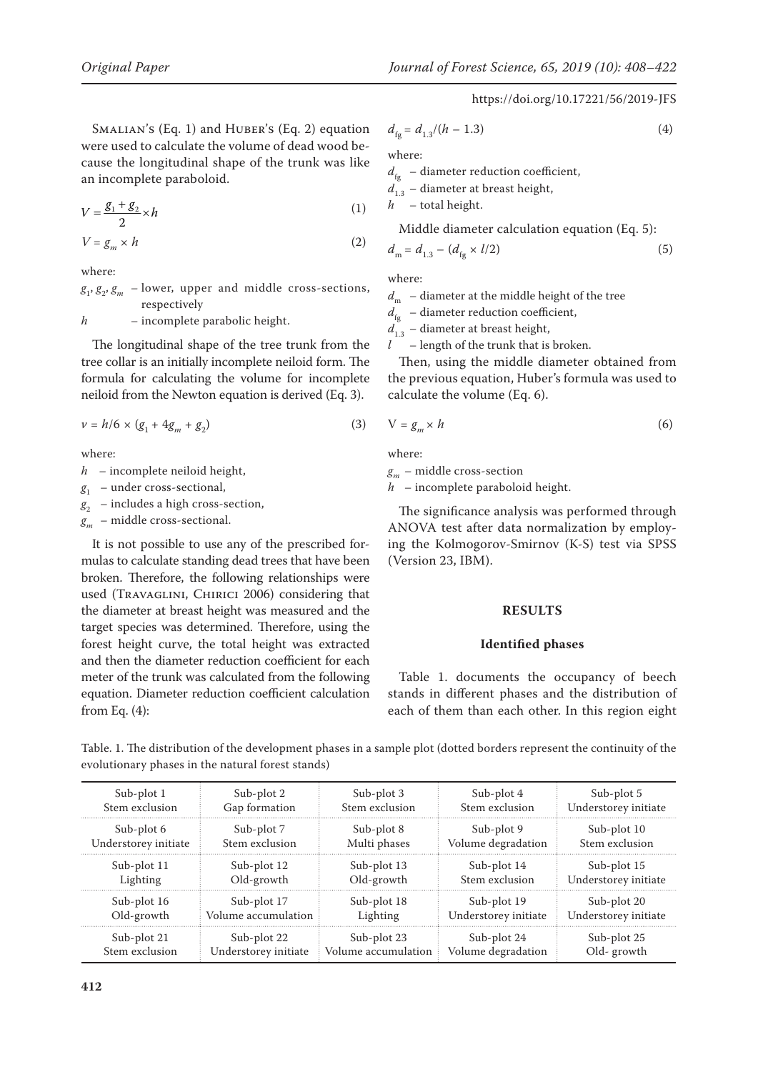Smalian's (Eq. 1) and Huber's (Eq. 2) equation were used to calculate the volume of dead wood because the longitudinal shape of the trunk was like an incomplete paraboloid.

$$V = \frac{g_1 + g_2}{2} \times h \tag{1}$$

$$V = g_m \times h \tag{2}$$

where:

$g_1, g_2, g_m$ – lower, upper and middle cross-sections, respectively

$h$ – incomplete parabolic height.

The longitudinal shape of the tree trunk from the tree collar is an initially incomplete neiloid form. The formula for calculating the volume for incomplete neiloid from the Newton equation is derived (Eq. 3).

$$v = h/6 \times (g_1 + 4g_m + g_2) \tag{3}$$

where:

$h$ – incomplete neiloid height,

$g_1$ – under cross-sectional,

$g_2$ – includes a high cross-section,

$g_m$ – middle cross-sectional.

It is not possible to use any of the prescribed formulas to calculate standing dead trees that have been broken. Therefore, the following relationships were used (Travaglini, Chirici 2006) considering that the diameter at breast height was measured and the target species was determined. Therefore, using the forest height curve, the total height was extracted and then the diameter reduction coefficient for each meter of the trunk was calculated from the following equation. Diameter reduction coefficient calculation from Eq. (4):

$$d_{fg} = d_{1.3}/(h - 1.3) \tag{4}$$

where:

$d_{fg}$ – diameter reduction coefficient,

$d_{1.3}$ – diameter at breast height,

$h$ – total height.

Middle diameter calculation equation (Eq. 5):

$$d_m = d_{1.3} - (d_{fg} \times l/2) \tag{5}$$

where:

$d_m$ – diameter at the middle height of the tree

$d_{fg}$ – diameter reduction coefficient,

$d_{1.3}$ – diameter at breast height,

$l$ – length of the trunk that is broken.

Then, using the middle diameter obtained from the previous equation, Huber's formula was used to calculate the volume (Eq. 6).

$$V = g_m \times h \tag{6}$$

where:

$g_m$ – middle cross-section

$h$ – incomplete paraboloid height.

The significance analysis was performed through ANOVA test after data normalization by employing the Kolmogorov-Smirnov (K-S) test via SPSS (Version 23, IBM).

## RESULTS

### Identified phases

Table 1. documents the occupancy of beech stands in different phases and the distribution of each of them than each other. In this region eight

Table. 1. The distribution of the development phases in a sample plot (dotted borders represent the continuity of the evolutionary phases in the natural forest stands)

| | | | | |
|---|---|---|---|---|
| Sub-plot 1<br>Stem exclusion | Sub-plot 2<br>Gap formation | Sub-plot 3<br>Stem exclusion | Sub-plot 4<br>Stem exclusion | Sub-plot 5<br>Understorey initiate |
| Sub-plot 6<br>Understorey initiate | Sub-plot 7<br>Stem exclusion | Sub-plot 8<br>Multi phases | Sub-plot 9<br>Volume degradation | Sub-plot 10<br>Stem exclusion |
| Sub-plot 11<br>Lighting | Sub-plot 12<br>Old-growth | Sub-plot 13<br>Old-growth | Sub-plot 14<br>Stem exclusion | Sub-plot 15<br>Understorey initiate |
| Sub-plot 16<br>Old-growth | Sub-plot 17<br>Volume accumulation | Sub-plot 18<br>Lighting | Sub-plot 19<br>Understorey initiate | Sub-plot 20<br>Understorey initiate |
| Sub-plot 21<br>Stem exclusion | Sub-plot 22<br>Understorey initiate | Sub-plot 23<br>Volume accumulation | Sub-plot 24<br>Volume degradation | Sub-plot 25<br>Old- growth |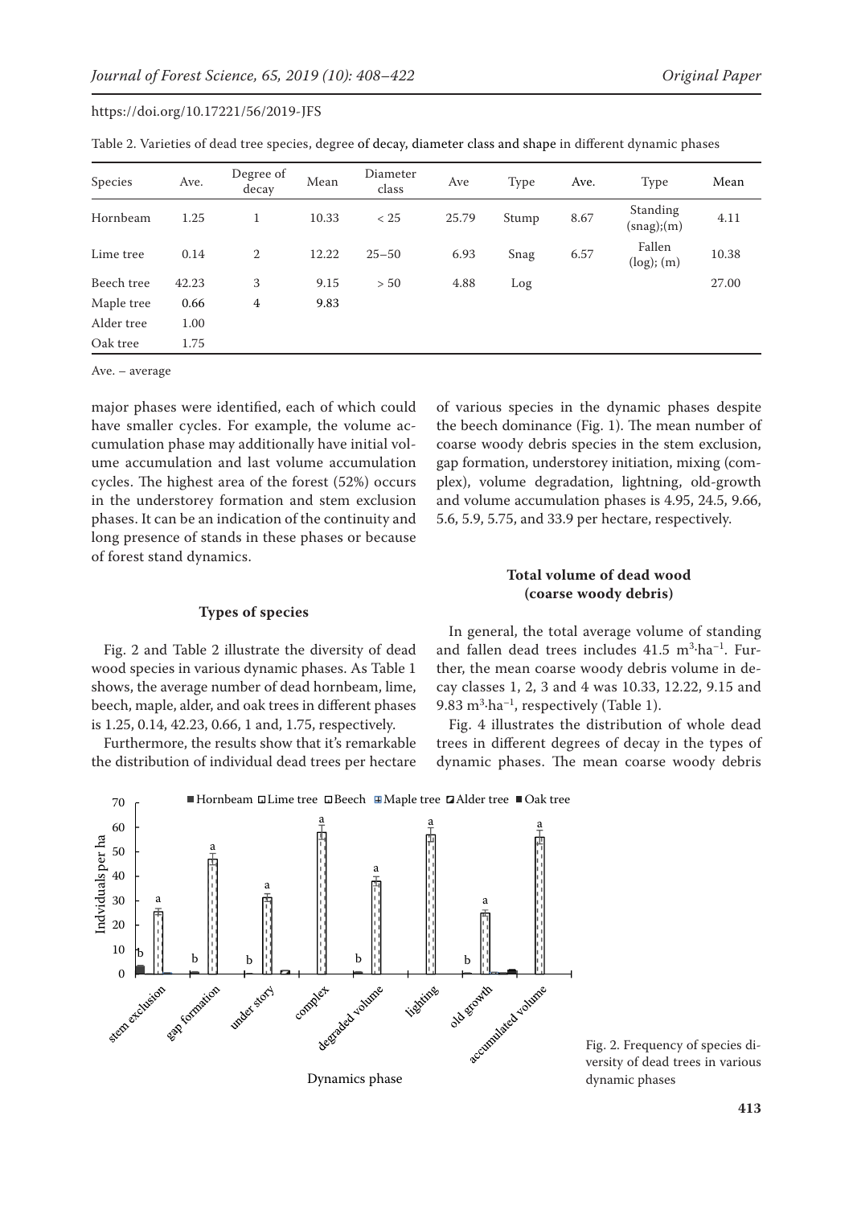Table 2. Varieties of dead tree species, degree of decay, diameter class and shape in different dynamic phases

| Species | Ave. | Degree of decay | Mean | Diameter class | Ave | Type | Ave. | Type | Mean |
|---|---|---|---|---|---|---|---|---|---|
| Hornbeam | 1.25 | 1 | 10.33 | < 25 | 25.79 | Stump | 8.67 | Standing (snag);(m) | 4.11 |
| Lime tree | 0.14 | 2 | 12.22 | 25–50 | 6.93 | Snag | 6.57 | Fallen (log); (m) | 10.38 |
| Beech tree | 42.23 | 3 | 9.15 | > 50 | 4.88 | Log | | | 27.00 |
| Maple tree | 0.66 | 4 | 9.83 | | | | | | |
| Alder tree | 1.00 | | | | | | | | |
| Oak tree | 1.75 | | | | | | | | |

Ave. – average

major phases were identified, each of which could have smaller cycles. For example, the volume accumulation phase may additionally have initial volume accumulation and last volume accumulation cycles. The highest area of the forest (52%) occurs in the understorey formation and stem exclusion phases. It can be an indication of the continuity and long presence of stands in these phases or because of forest stand dynamics.

### Types of species

Fig. 2 and Table 2 illustrate the diversity of dead wood species in various dynamic phases. As Table 1 shows, the average number of dead hornbeam, lime, beech, maple, alder, and oak trees in different phases is 1.25, 0.14, 42.23, 0.66, 1 and, 1.75, respectively.

Furthermore, the results show that it's remarkable the distribution of individual dead trees per hectare of various species in the dynamic phases despite the beech dominance (Fig. 1). The mean number of coarse woody debris species in the stem exclusion, gap formation, understorey initiation, mixing (complex), volume degradation, lightning, old-growth and volume accumulation phases is 4.95, 24.5, 9.66, 5.6, 5.9, 5.75, and 33.9 per hectare, respectively.

### Total volume of dead wood (coarse woody debris)

In general, the total average volume of standing and fallen dead trees includes 41.5 $m^3 \cdot ha^{-1}$. Further, the mean coarse woody debris volume in decay classes 1, 2, 3 and 4 was 10.33, 12.22, 9.15 and 9.83 $m^3 \cdot ha^{-1}$, respectively (Table 1).

Fig. 4 illustrates the distribution of whole dead trees in different degrees of decay in the types of dynamic phases. The mean coarse woody debris

Fig. 2. Frequency of species diversity of dead trees in various dynamic phases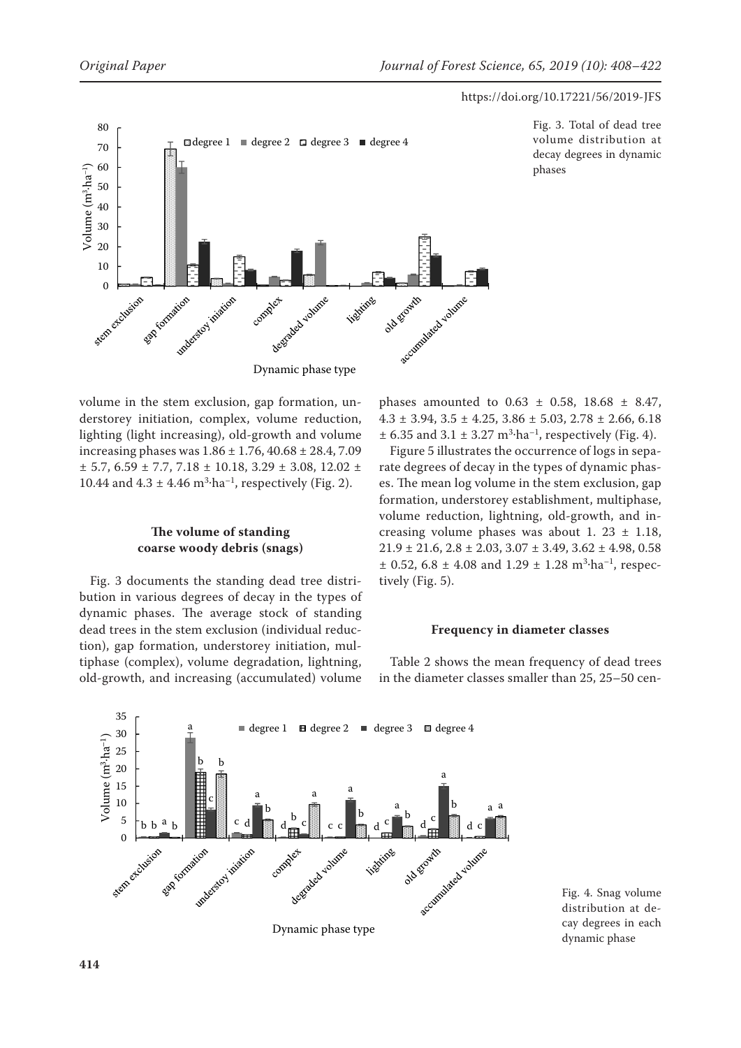Fig. 3. Total of dead tree volume distribution at decay degrees in dynamic phases

volume in the stem exclusion, gap formation, understorey initiation, complex, volume reduction, lighting (light increasing), old-growth and volume increasing phases was 1.86 ± 1.76, 40.68 ± 28.4, 7.09 ± 5.7, 6.59 ± 7.7, 7.18 ± 10.18, 3.29 ± 3.08, 12.02 ± 10.44 and 4.3 ± 4.46 $m^3 \cdot ha^{-1}$, respectively (Fig. 2).

### The volume of standing coarse woody debris (snags)

Fig. 3 documents the standing dead tree distribution in various degrees of decay in the types of dynamic phases. The average stock of standing dead trees in the stem exclusion (individual reduction), gap formation, understorey initiation, multiphase (complex), volume degradation, lightning, old-growth, and increasing (accumulated) volume phases amounted to 0.63 ± 0.58, 18.68 ± 8.47, 4.3 ± 3.94, 3.5 ± 4.25, 3.86 ± 5.03, 2.78 ± 2.66, 6.18 ± 6.35 and 3.1 ± 3.27 $m^3 \cdot ha^{-1}$, respectively (Fig. 4).

Figure 5 illustrates the occurrence of logs in separate degrees of decay in the types of dynamic phases. The mean log volume in the stem exclusion, gap formation, understorey establishment, multiphase, volume reduction, lightning, old-growth, and increasing volume phases was about 1. 23 ± 1.18, 21.9 ± 21.6, 2.8 ± 2.03, 3.07 ± 3.49, 3.62 ± 4.98, 0.58 ± 0.52, 6.8 ± 4.08 and 1.29 ± 1.28 $m^3 \cdot ha^{-1}$, respectively (Fig. 5).

### Frequency in diameter classes

Table 2 shows the mean frequency of dead trees in the diameter classes smaller than 25, 25–50 cen-

Fig. 4. Snag volume distribution at decay degrees in each dynamic phase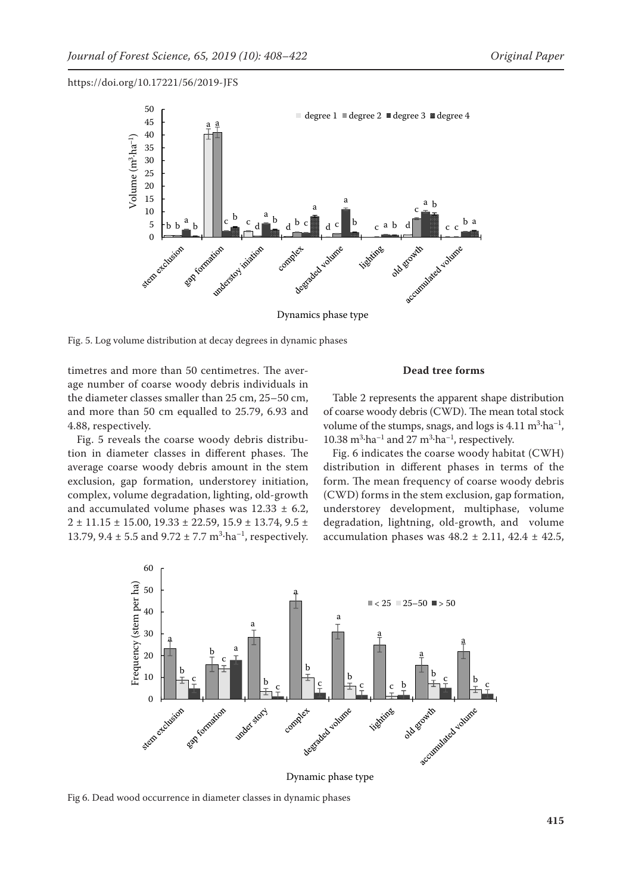Fig. 5. Log volume distribution at decay degrees in dynamic phases

timetres and more than 50 centimetres. The average number of coarse woody debris individuals in the diameter classes smaller than 25 cm, 25–50 cm, and more than 50 cm equalled to 25.79, 6.93 and 4.88, respectively.

Fig. 5 reveals the coarse woody debris distribution in diameter classes in different phases. The average coarse woody debris amount in the stem exclusion, gap formation, understorey initiation, complex, volume degradation, lighting, old-growth and accumulated volume phases was 12.33 ± 6.2, 2 ± 11.15 ± 15.00, 19.33 ± 22.59, 15.9 ± 13.74, 9.5 ± 13.79, 9.4 ± 5.5 and 9.72 ± 7.7 $m^3 \cdot ha^{-1}$, respectively.

### Dead tree forms

Table 2 represents the apparent shape distribution of coarse woody debris (CWD). The mean total stock volume of the stumps, snags, and logs is 4.11 $m^3 \cdot ha^{-1}$, 10.38 $m^3 \cdot ha^{-1}$ and 27 $m^3 \cdot ha^{-1}$, respectively.

Fig. 6 indicates the coarse woody habitat (CWH) distribution in different phases in terms of the form. The mean frequency of coarse woody debris (CWD) forms in the stem exclusion, gap formation, understorey development, multiphase, volume degradation, lightning, old-growth, and volume accumulation phases was 48.2 ± 2.11, 42.4 ± 42.5,

Fig 6. Dead wood occurrence in diameter classes in dynamic phases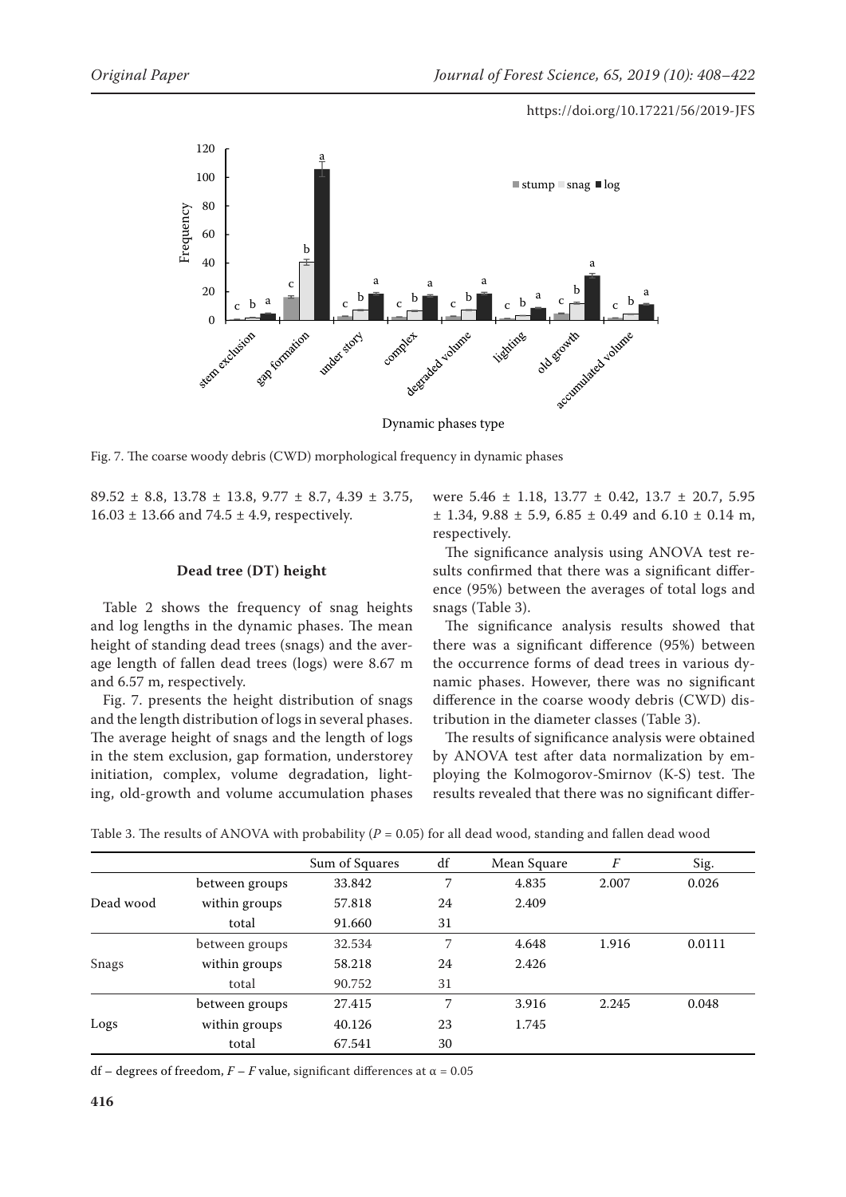Fig. 7. The coarse woody debris (CWD) morphological frequency in dynamic phases

89.52 ± 8.8, 13.78 ± 13.8, 9.77 ± 8.7, 4.39 ± 3.75, 16.03 ± 13.66 and 74.5 ± 4.9, respectively.

### Dead tree (DT) height

Table 2 shows the frequency of snag heights and the length of log lengths in the dynamic phases. The mean height of standing dead trees (snags) and the average length of fallen dead trees (logs) were 8.67 m and 6.57 m, respectively.

Fig. 7. presents the height distribution of snags and the length distribution of logs in several phases. The average height of snags and the length of logs in the stem exclusion, gap formation, understorey initiation, complex, volume degradation, lighting, old-growth and volume accumulation phases were 5.46 ± 1.18, 13.77 ± 0.42, 13.7 ± 20.7, 5.95 ± 1.34, 9.88 ± 5.9, 6.85 ± 0.49 and 6.10 ± 0.14 m, respectively.

The significance analysis using ANOVA test results confirmed that there was a significant difference (95%) between the averages of total logs and snags (Table 3).

The significance analysis results showed that there was a significant difference (95%) between the occurrence forms of dead trees in various dynamic phases. However, there was no significant difference in the coarse woody debris (CWD) distribution in the diameter classes (Table 3).

The results of significance analysis were obtained by ANOVA test after data normalization by employing the Kolmogorov-Smirnov (K-S) test. The results revealed that there was no significant differ-

Table 3. The results of ANOVA with probability ($P$ = 0.05) for all dead wood, standing and fallen dead wood

| | | Sum of Squares | df | Mean Square | $F$ | Sig. |
|---|---|---|---|---|---|---|
| Dead wood | between groups | 33.842 | 7 | 4.835 | 2.007 | 0.026 |
| | within groups | 57.818 | 24 | 2.409 | | |
| | total | 91.660 | 31 | | | |
| Snags | between groups | 32.534 | 7 | 4.648 | 1.916 | 0.0111 |
| | within groups | 58.218 | 24 | 2.426 | | |
| | total | 90.752 | 31 | | | |
| Logs | between groups | 27.415 | 7 | 3.916 | 2.245 | 0.048 |
| | within groups | 40.126 | 23 | 1.745 | | |
| | total | 67.541 | 30 | | | |

df – degrees of freedom, $F$ – $F$ value, significant differences at $\alpha$ = 0.05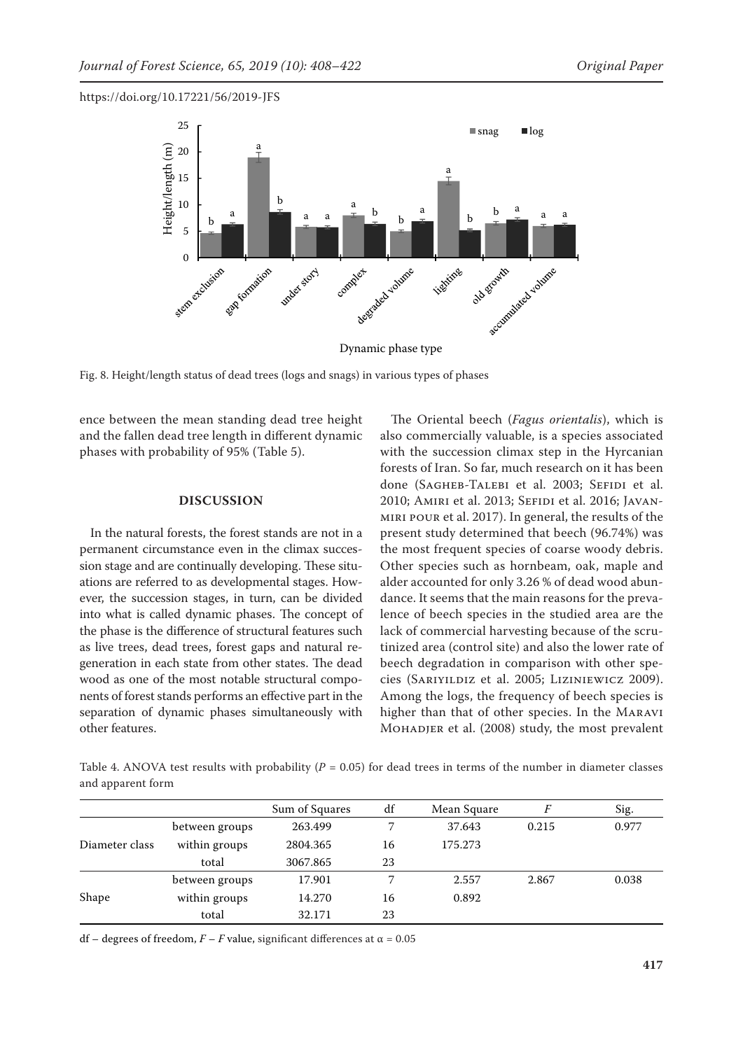Fig. 8. Height/length status of dead trees (logs and snags) in various types of phases

ence between the mean standing dead tree height and the fallen dead tree length in different dynamic phases with probability of 95% (Table 5).

## DISCUSSION

In the natural forests, the forest stands are not in a permanent circumstance even in the climax succession stage and are continually developing. These situations are referred to as developmental stages. However, the succession stages, in turn, can be divided into what is called dynamic phases. The concept of the phase is the difference of structural features such as live trees, dead trees, forest gaps and natural regeneration in each state from other states. The dead wood as one of the most notable structural components of forest stands performs an effective part in the separation of dynamic phases simultaneously with other features.

The Oriental beech (*Fagus orientalis*), which is also commercially valuable, is a species associated with the succession climax step in the Hyrcanian forests of Iran. So far, much research on it has been done (Sagheb-Talebi et al. 2003; Sefidi et al. 2010; Amiri et al. 2013; Sefidi et al. 2016; Javanmiri pour et al. 2017). In general, the results of the present study determined that beech (96.74%) was the most frequent species of coarse woody debris. Other species such as hornbeam, oak, maple and alder accounted for only 3.26 % of dead wood abundance. It seems that the main reasons for the prevalence of beech species in the studied area are the lack of commercial harvesting because of the scrutinized area (control site) and also the lower rate of beech degradation in comparison with other species (Sariyildiz et al. 2005; Liziniewicz 2009). Among the logs, the frequency of beech species is higher than that of other species. In the Maravi Mohadjer et al. (2008) study, the most prevalent

Table 4. ANOVA test results with probability ($P$ = 0.05) for dead trees in terms of the number in diameter classes and apparent form

| | | Sum of Squares | df | Mean Square | $F$ | Sig. |
|---|---|---|---|---|---|---|
| Diameter class | between groups | 263.499 | 7 | 37.643 | 0.215 | 0.977 |
| | within groups | 2804.365 | 16 | 175.273 | | |
| | total | 3067.865 | 23 | | | |
| Shape | between groups | 17.901 | 7 | 2.557 | 2.867 | 0.038 |
| | within groups | 14.270 | 16 | 0.892 | | |
| | total | 32.171 | 23 | | | |

df – degrees of freedom, $F$ – $F$ value, significant differences at $\alpha$ = 0.05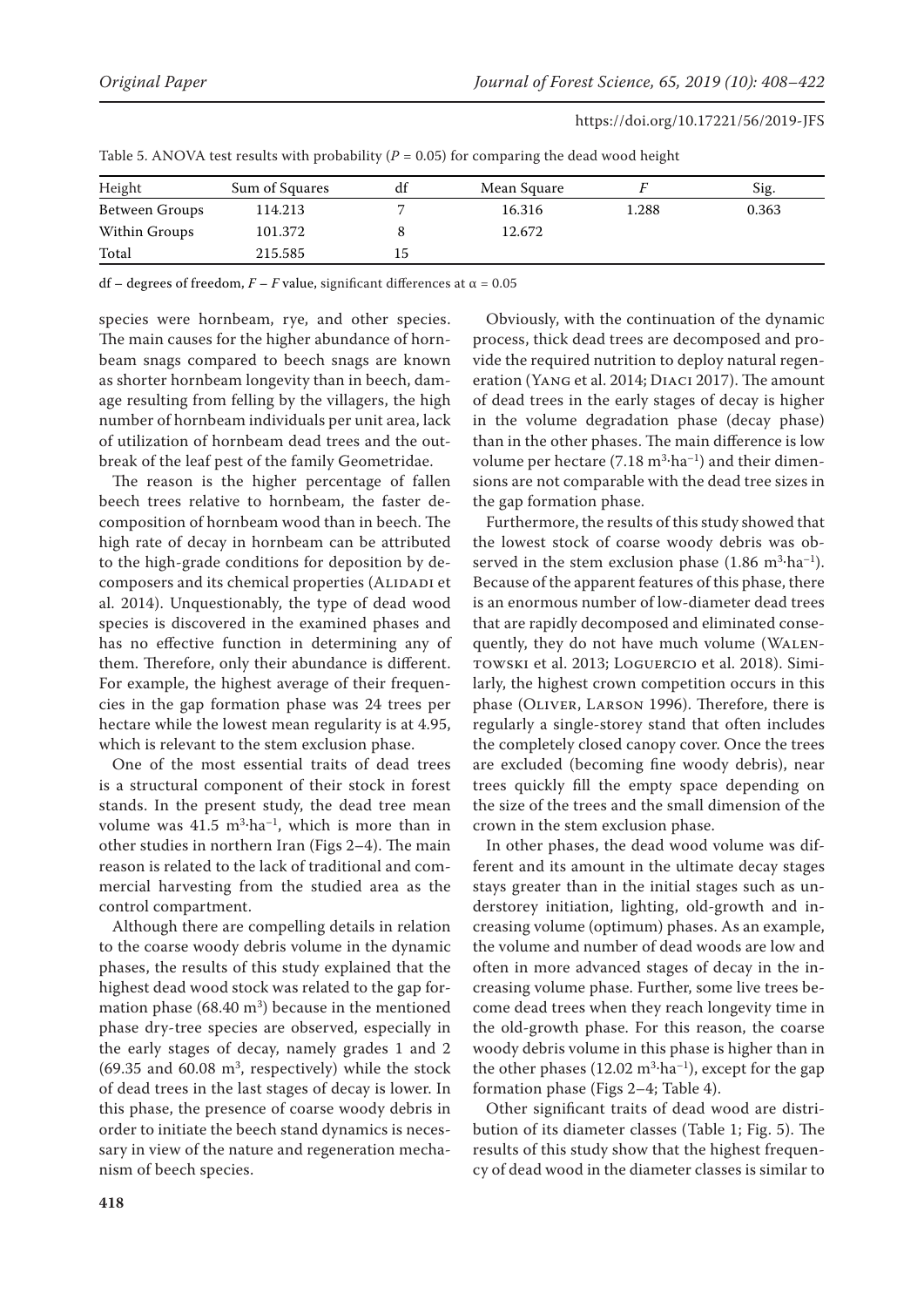Table 5. ANOVA test results with probability ($P$ = 0.05) for comparing the dead wood height

| Height | Sum of Squares | df | Mean Square | $F$ | Sig. |
|---|---|---|---|---|---|
| Between Groups | 114.213 | 7 | 16.316 | 1.288 | 0.363 |
| Within Groups | 101.372 | 8 | 12.672 | | |
| Total | 215.585 | 15 | | | |

df – degrees of freedom, $F$ – $F$ value, significant differences at $\alpha$ = 0.05

species were hornbeam, rye, and other species. The main causes for the higher abundance of hornbeam snags compared to beech snags are known as shorter hornbeam longevity than in beech, damage resulting from felling by the villagers, the high number of hornbeam individuals per unit area, lack of utilization of hornbeam dead trees and the outbreak of the leaf pest of the family Geometridae.

The reason is the higher percentage of fallen beech trees relative to hornbeam, the faster decomposition of hornbeam wood than in beech. The high rate of decay in hornbeam can be attributed to the high-grade conditions for deposition by decomposers and its chemical properties (Alidadi et al. 2014). Unquestionably, the type of dead wood species is discovered in the examined phases and has no effective function in determining any of them. Therefore, only their abundance is different. For example, the highest average of their frequencies in the gap formation phase was 24 trees per hectare while the lowest mean regularity is at 4.95, which is relevant to the stem exclusion phase.

One of the most essential traits of dead trees is a structural component of their stock in forest stands. In the present study, the dead tree mean volume was 41.5 $m^3 \cdot ha^{-1}$, which is more than in other studies in northern Iran (Figs 2–4). The main reason is related to the lack of traditional and commercial harvesting from the studied area as the control compartment.

Although there are compelling details in relation to the coarse woody debris volume in the dynamic phases, the results of this study explained that the highest dead wood stock was related to the gap formation phase (68.40 $m^3$) because in the mentioned phase dry-tree species are observed, especially in the early stages of decay, namely grades 1 and 2 (69.35 and 60.08 $m^3$, respectively) while the stock of dead trees in the last stages of decay is lower. In this phase, the presence of coarse woody debris in order to initiate the beech stand dynamics is necessary in view of the nature and regeneration mechanism of beech species.

Obviously, with the continuation of the dynamic process, thick dead trees are decomposed and provide the required nutrition to deploy natural regeneration (Yang et al. 2014; Diaci 2017). The amount of dead trees in the early stages of decay is higher in the volume degradation phase (decay phase) than in the other phases. The main difference is low volume per hectare (7.18 $m^3 \cdot ha^{-1}$) and their dimensions are not comparable with the dead tree sizes in the gap formation phase.

Furthermore, the results of this study showed that the lowest stock of coarse woody debris was observed in the stem exclusion phase (1.86 $m^3 \cdot ha^{-1}$). Because of the apparent features of this phase, there is an enormous number of low-diameter dead trees that are rapidly decomposed and eliminated consequently, they do not have much volume (Walentowski et al. 2013; Loguercio et al. 2018). Similarly, the highest crown competition occurs in this phase (Oliver, Larson 1996). Therefore, there is regularly a single-storey stand that often includes the completely closed canopy cover. Once the trees are excluded (becoming fine woody debris), near trees quickly fill the empty space depending on the size of the trees and the small dimension of the crown in the stem exclusion phase.

In other phases, the dead wood volume was different and its amount in the ultimate decay stages stays greater than in the initial stages such as understorey initiation, lighting, old-growth and increasing volume (optimum) phases. As an example, the volume and number of dead woods are low and often in more advanced stages of decay in the increasing volume phase. Further, some live trees become dead trees when they reach longevity time in the old-growth phase. For this reason, the coarse woody debris volume in this phase is higher than in the other phases (12.02 $m^3 \cdot ha^{-1}$), except for the gap formation phase (Figs 2–4; Table 4).

Other significant traits of dead wood are distribution of its diameter classes (Table 1; Fig. 5). The results of this study show that the highest frequency of dead wood in the diameter classes is similar to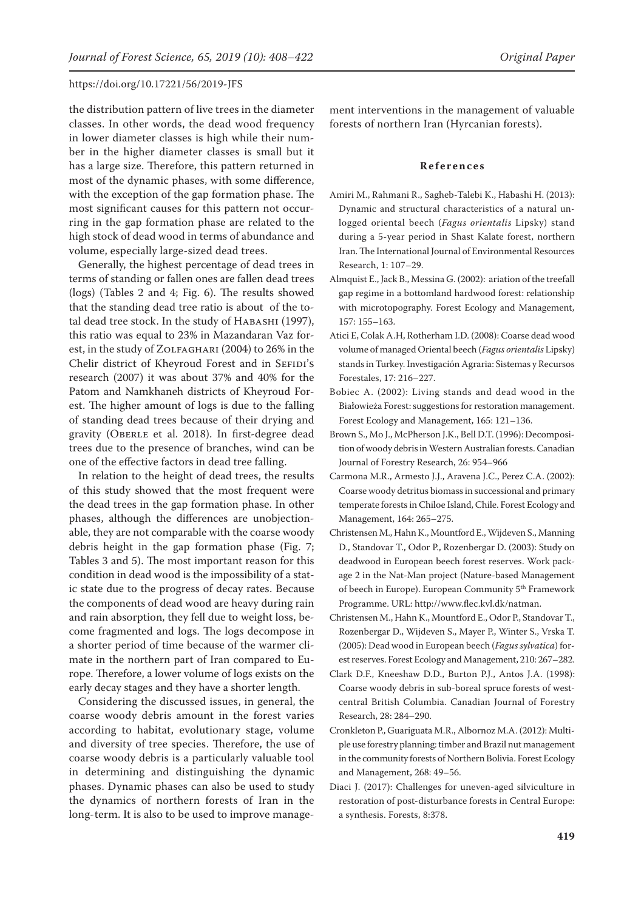the distribution pattern of live trees in the diameter classes. In other words, the dead wood frequency in lower diameter classes is high while their number in the higher diameter classes is small but it has a large size. Therefore, this pattern returned in most of the dynamic phases, with some difference, with the exception of the gap formation phase. The most significant causes for this pattern not occurring in the gap formation phase are related to the high stock of dead wood in terms of abundance and volume, especially large-sized dead trees.

Generally, the highest percentage of dead trees in terms of standing or fallen ones are fallen dead trees (logs) (Tables 2 and 4; Fig. 6). The results showed that the standing dead tree ratio is about  of the total dead tree stock. In the study of Habashi (1997), this ratio was equal to 23% in Mazandaran Vaz forest, in the study of Zolfaghari (2004) to 26% in the Chelir district of Kheyroud Forest and in Sefidi's research (2007) it was about 37% and 40% for the Patom and Namkhaneh districts of Kheyroud Forest. The higher amount of logs is due to the falling of standing dead trees because of their drying and gravity (Oberle et al. 2018). In first-degree dead trees due to the presence of branches, wind can be one of the effective factors in dead tree falling.

In relation to the height of dead trees, the results of this study showed that the most frequent were the dead trees in the gap formation phase. In other phases, although the differences are unobjectionable, they are not comparable with the coarse woody debris height in the gap formation phase (Fig. 7; Tables 3 and 5). The most important reason for this condition in dead wood is the impossibility of a static state due to the progress of decay rates. Because the components of dead wood are heavy during rain and rain absorption, they fell due to weight loss, become fragmented and logs. The logs decompose in a shorter period of time because of the warmer climate in the northern part of Iran compared to Europe. Therefore, a lower volume of logs exists on the early decay stages and they have a shorter length.

Considering the discussed issues, in general, the coarse woody debris amount in the forest varies according to habitat, evolutionary stage, volume and diversity of tree species. Therefore, the use of coarse woody debris is a particularly valuable tool in determining and distinguishing the dynamic phases. Dynamic phases can also be used to study the dynamics of northern forests of Iran in the long-term. It is also to be used to improve management interventions in the management of valuable forests of northern Iran (Hyrcanian forests).

## References

Amiri M., Rahmani R., Sagheb-Talebi K., Habashi H. (2013): Dynamic and structural characteristics of a natural unlogged oriental beech (*Fagus orientalis* Lipsky) stand during a 5-year period in Shast Kalate forest, northern Iran. The International Journal of Environmental Resources Research, 1: 107–29.

Almquist E., Jack B., Messina G. (2002): ariation of the treefall gap regime in a bottomland hardwood forest: relationship with microtopography. Forest Ecology and Management, 157: 155–163.

Atici E, Colak A.H, Rotherham I.D. (2008): Coarse dead wood volume of managed Oriental beech (*Fagus orientalis* Lipsky) stands in Turkey. Investigación Agraria: Sistemas y Recursos Forestales, 17: 216–227.

Bobiec A. (2002): Living stands and dead wood in the Białowieża Forest: suggestions for restoration management. Forest Ecology and Management, 165: 121–136.

Brown S., Mo J., McPherson J.K., Bell D.T. (1996): Decomposition of woody debris in Western Australian forests. Canadian Journal of Forestry Research, 26: 954–966

Carmona M.R., Armesto J.J., Aravena J.C., Perez C.A. (2002): Coarse woody detritus biomass in successional and primary temperate forests in Chiloe Island, Chile. Forest Ecology and Management, 164: 265–275.

Christensen M., Hahn K., Mountford E., Wijdeven S., Manning D., Standovar T., Odor P., Rozenbergar D. (2003): Study on deadwood in European beech forest reserves. Work package 2 in the Nat-Man project (Nature-based Management of beech in Europe). European Community 5th Framework Programme. URL: http://www.flec.kvl.dk/natman.

Christensen M., Hahn K., Mountford E., Odor P., Standovar T., Rozenbergar D., Wijdeven S., Mayer P., Winter S., Vrska T. (2005): Dead wood in European beech (*Fagus sylvatica*) forest reserves. Forest Ecology and Management, 210: 267–282.

Clark D.F., Kneeshaw D.D., Burton P.J., Antos J.A. (1998): Coarse woody debris in sub-boreal spruce forests of west-central British Columbia. Canadian Journal of Forestry Research, 28: 284–290.

Cronkleton P., Guariguata M.R., Albornoz M.A. (2012): Multiple use forestry planning: timber and Brazil nut management in the community forests of Northern Bolivia. Forest Ecology and Management, 268: 49–56.

Diaci J. (2017): Challenges for uneven-aged silviculture in restoration of post-disturbance forests in Central Europe: a synthesis. Forests, 8:378.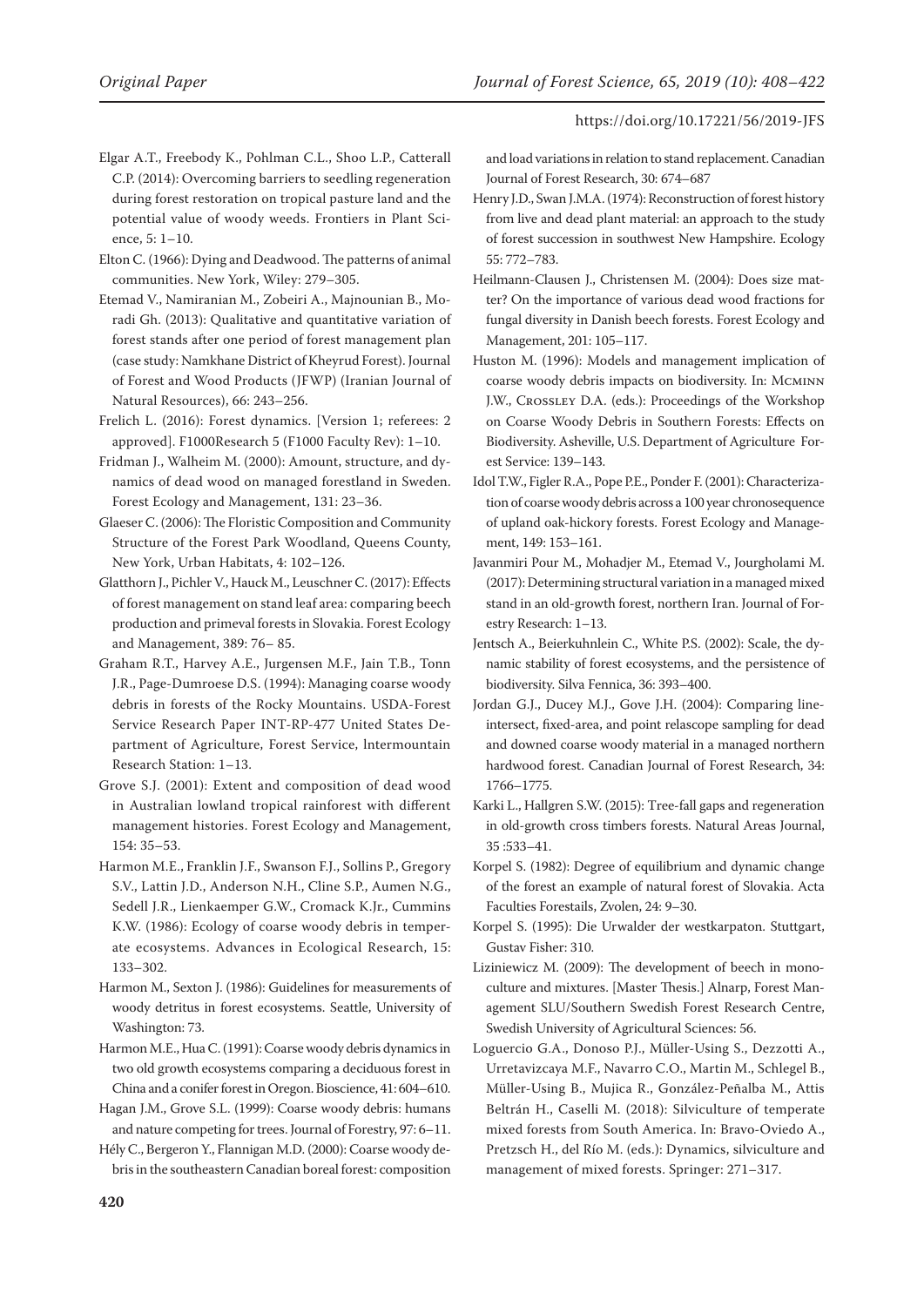Elgar A.T., Freebody K., Pohlman C.L., Shoo L.P., Catterall C.P. (2014): Overcoming barriers to seedling regeneration during forest restoration on tropical pasture land and the potential value of woody weeds. Frontiers in Plant Science, 5: 1–10.

Elton C. (1966): Dying and Deadwood. The patterns of animal communities. New York, Wiley: 279–305.

Etemad V., Namiranian M., Zobeiri A., Majnounian B., Moradi Gh. (2013): Qualitative and quantitative variation of forest stands after one period of forest management plan (case study: Namkhane District of Kheyrud Forest). Journal of Forest and Wood Products (JFWP) (Iranian Journal of Natural Resources), 66: 243–256.

Frelich L. (2016): Forest dynamics. [Version 1; referees: 2 approved]. F1000Research 5 (F1000 Faculty Rev): 1–10.

Fridman J., Walheim M. (2000): Amount, structure, and dynamics of dead wood on managed forestland in Sweden. Forest Ecology and Management, 131: 23–36.

Glaeser C. (2006): The Floristic Composition and Community Structure of the Forest Park Woodland, Queens County, New York, Urban Habitats, 4: 102–126.

Glatthorn J., Pichler V., Hauck M., Leuschner C. (2017): Effects of forest management on stand leaf area: comparing beech production and primeval forests in Slovakia. Forest Ecology and Management, 389: 76– 85.

Graham R.T., Harvey A.E., Jurgensen M.F., Jain T.B., Tonn J.R., Page-Dumroese D.S. (1994): Managing coarse woody debris in forests of the Rocky Mountains. USDA-Forest Service Research Paper INT-RP-477 United States Department of Agriculture, Forest Service, lntermountain Research Station: 1–13.

Grove S.J. (2001): Extent and composition of dead wood in Australian lowland tropical rainforest with different management histories. Forest Ecology and Management, 154: 35–53.

Harmon M.E., Franklin J.F., Swanson F.J., Sollins P., Gregory S.V., Lattin J.D., Anderson N.H., Cline S.P., Aumen N.G., Sedell J.R., Lienkaemper G.W., Cromack K.Jr., Cummins K.W. (1986): Ecology of coarse woody debris in temperate ecosystems. Advances in Ecological Research, 15: 133–302.

Harmon M., Sexton J. (1986): Guidelines for measurements of woody detritus in forest ecosystems. Seattle, University of Washington: 73.

Harmon M.E., Hua C. (1991): Coarse woody debris dynamics in two old growth ecosystems comparing a deciduous forest in China and a conifer forest in Oregon. Bioscience, 41: 604–610.

Hagan J.M., Grove S.L. (1999): Coarse woody debris: humans and nature competing for trees. Journal of Forestry, 97: 6–11.

Hély C., Bergeron Y., Flannigan M.D. (2000): Coarse woody debris in the southeastern Canadian boreal forest: composition and load variations in relation to stand replacement. Canadian Journal of Forest Research, 30: 674–687

Henry J.D., Swan J.M.A. (1974): Reconstruction of forest history from live and dead plant material: an approach to the study of forest succession in southwest New Hampshire. Ecology 55: 772–783.

Heilmann-Clausen J., Christensen M. (2004): Does size matter? On the importance of various dead wood fractions for fungal diversity in Danish beech forests. Forest Ecology and Management, 201: 105–117.

Huston M. (1996): Models and management implication of coarse woody debris impacts on biodiversity. In: McMinn J.W., Crossley D.A. (eds.): Proceedings of the Workshop on Coarse Woody Debris in Southern Forests: Effects on Biodiversity. Asheville, U.S. Department of Agriculture Forest Service: 139–143.

Idol T.W., Figler R.A., Pope P.E., Ponder F. (2001): Characterization of coarse woody debris across a 100 year chronosequence of upland oak-hickory forests. Forest Ecology and Management, 149: 153–161.

Javanmiri Pour M., Mohadjer M., Etemad V., Jourgholami M. (2017): Determining structural variation in a managed mixed stand in an old-growth forest, northern Iran. Journal of Forestry Research: 1–13.

Jentsch A., Beierkuhnlein C., White P.S. (2002): Scale, the dynamic stability of forest ecosystems, and the persistence of biodiversity. Silva Fennica, 36: 393–400.

Jordan G.J., Ducey M.J., Gove J.H. (2004): Comparing line-intersect, fixed-area, and point relascope sampling for dead and downed coarse woody material in a managed northern hardwood forest. Canadian Journal of Forest Research, 34: 1766–1775.

Karki L., Hallgren S.W. (2015): Tree-fall gaps and regeneration in old-growth cross timbers forests. Natural Areas Journal, 35 :533–41.

Korpel S. (1982): Degree of equilibrium and dynamic change of the forest an example of natural forest of Slovakia. Acta Faculties Forestails, Zvolen, 24: 9–30.

Korpel S. (1995): Die Urwalder der westkarpaton. Stuttgart, Gustav Fisher: 310.

Liziniewicz M. (2009): The development of beech in monoculture and mixtures. [Master Thesis.] Alnarp, Forest Management SLU/Southern Swedish Forest Research Centre, Swedish University of Agricultural Sciences: 56.

Loguercio G.A., Donoso P.J., Müller-Using S., Dezzotti A., Urretavizcaya M.F., Navarro C.O., Martin M., Schlegel B., Müller-Using B., Mujica R., González-Peñalba M., Attis Beltrán H., Caselli M. (2018): Silviculture of temperate mixed forests from South America. In: Bravo-Oviedo A., Pretzsch H., del Río M. (eds.): Dynamics, silviculture and management of mixed forests. Springer: 271–317.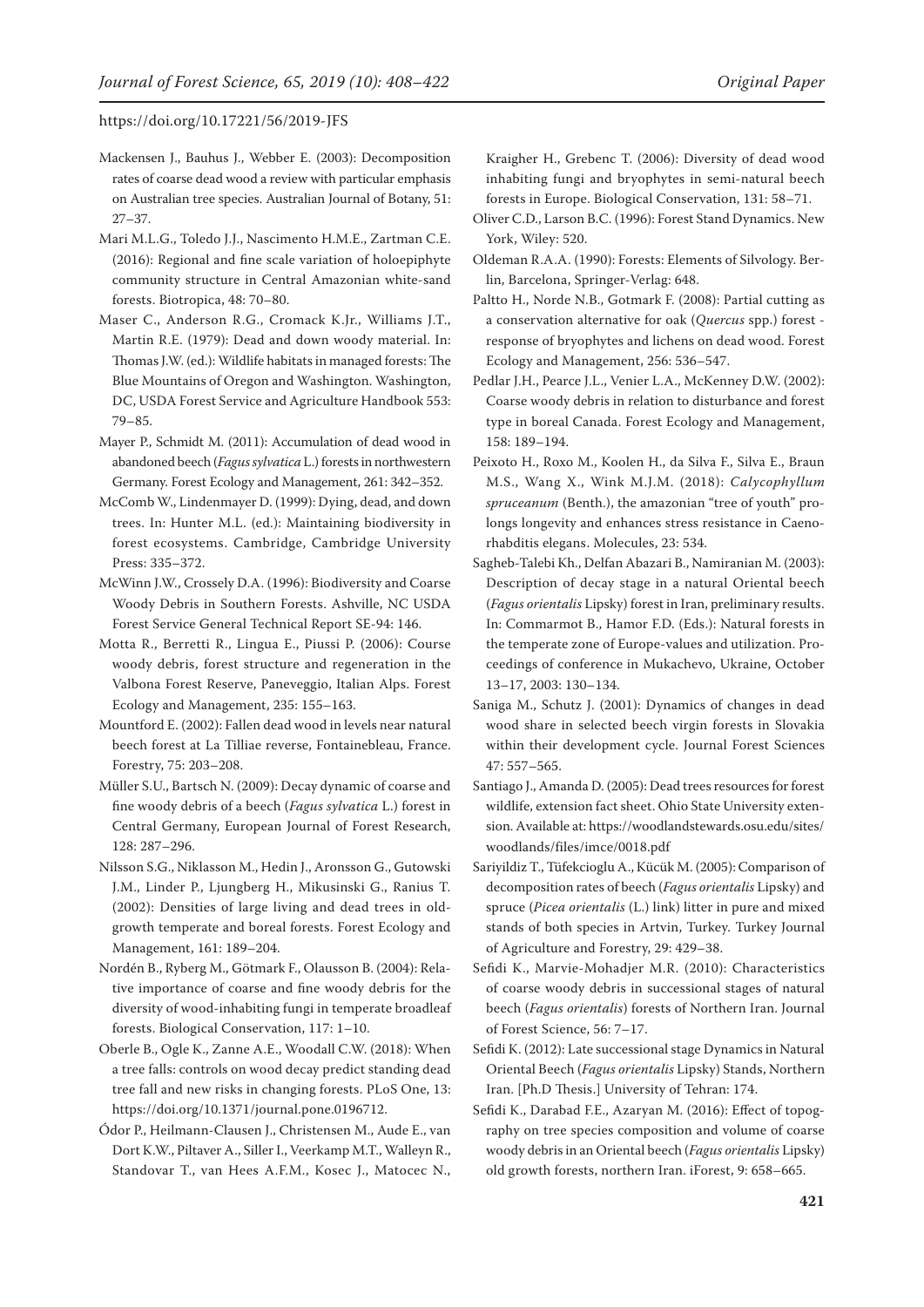Mackensen J., Bauhus J., Webber E. (2003): Decomposition rates of coarse dead wood a review with particular emphasis on Australian tree species. Australian Journal of Botany, 51: 27–37.

Mari M.L.G., Toledo J.J., Nascimento H.M.E., Zartman C.E. (2016): Regional and fine scale variation of holoepiphyte community structure in Central Amazonian white-sand forests. Biotropica, 48: 70–80.

Maser C., Anderson R.G., Cromack K.Jr., Williams J.T., Martin R.E. (1979): Dead and down woody material. In: Thomas J.W. (ed.): Wildlife habitats in managed forests: The Blue Mountains of Oregon and Washington. Washington, DC, USDA Forest Service and Agriculture Handbook 553: 79–85.

Mayer P., Schmidt M. (2011): Accumulation of dead wood in abandoned beech (*Fagus sylvatica* L.) forests in northwestern Germany. Forest Ecology and Management, 261: 342–352.

McComb W., Lindenmayer D. (1999): Dying, dead, and down trees. In: Hunter M.L. (ed.): Maintaining biodiversity in forest ecosystems. Cambridge, Cambridge University Press: 335–372.

McWinn J.W., Crossely D.A. (1996): Biodiversity and Coarse Woody Debris in Southern Forests. Ashville, NC USDA Forest Service General Technical Report SE-94: 146.

Motta R., Berretti R., Lingua E., Piussi P. (2006): Course woody debris, forest structure and regeneration in the Valbona Forest Reserve, Paneveggio, Italian Alps. Forest Ecology and Management, 235: 155–163.

Mountford E. (2002): Fallen dead wood in levels near natural beech forest at La Tilliae reverse, Fontainebleau, France. Forestry, 75: 203–208.

Müller S.U., Bartsch N. (2009): Decay dynamic of coarse and fine woody debris of a beech (*Fagus sylvatica* L.) forest in Central Germany, European Journal of Forest Research, 128: 287–296.

Nilsson S.G., Niklasson M., Hedin J., Aronsson G., Gutowski J.M., Linder P., Ljungberg H., Mikusinski G., Ranius T. (2002): Densities of large living and dead trees in old-growth temperate and boreal forests. Forest Ecology and Management, 161: 189–204.

Nordén B., Ryberg M., Götmark F., Olausson B. (2004): Relative importance of coarse and fine woody debris for the diversity of wood-inhabiting fungi in temperate broadleaf forests. Biological Conservation, 117: 1–10.

Oberle B., Ogle K., Zanne A.E., Woodall C.W. (2018): When a tree falls: controls on wood decay predict standing dead tree fall and new risks in changing forests. PLoS One, 13: https://doi.org/10.1371/journal.pone.0196712.

Ódor P., Heilmann-Clausen J., Christensen M., Aude E., van Dort K.W., Piltaver A., Siller I., Veerkamp M.T., Walleyn R., Standovar T., van Hees A.F.M., Kosec J., Matocec N., Kraigher H., Grebenc T. (2006): Diversity of dead wood inhabiting fungi and bryophytes in semi-natural beech forests in Europe. Biological Conservation, 131: 58–71.

Oliver C.D., Larson B.C. (1996): Forest Stand Dynamics. New York, Wiley: 520.

Oldeman R.A.A. (1990): Forests: Elements of Silvology. Berlin, Barcelona, Springer-Verlag: 648.

Paltto H., Norde N.B., Gotmark F. (2008): Partial cutting as a conservation alternative for oak (*Quercus* spp.) forest - response of bryophytes and lichens on dead wood. Forest Ecology and Management, 256: 536–547.

Pedlar J.H., Pearce J.L., Venier L.A., McKenney D.W. (2002): Coarse woody debris in relation to disturbance and forest type in boreal Canada. Forest Ecology and Management, 158: 189–194.

Peixoto H., Roxo M., Koolen H., da Silva F., Silva E., Braun M.S., Wang X., Wink M.J.M. (2018): *Calycophyllum spruceanum* (Benth.), the amazonian "tree of youth" prolongs longevity and enhances stress resistance in Caenorhabditis elegans. Molecules, 23: 534.

Sagheb-Talebi Kh., Delfan Abazari B., Namiranian M. (2003): Description of decay stage in a natural Oriental beech (*Fagus orientalis* Lipsky) forest in Iran, preliminary results. In: Commarmot B., Hamor F.D. (Eds.): Natural forests in the temperate zone of Europe-values and utilization. Proceedings of conference in Mukachevo, Ukraine, October 13–17, 2003: 130–134.

Saniga M., Schutz J. (2001): Dynamics of changes in dead wood share in selected beech virgin forests in Slovakia within their development cycle. Journal Forest Sciences 47: 557–565.

Santiago J., Amanda D. (2005): Dead trees resources for forest wildlife, extension fact sheet. Ohio State University extension. Available at: https://woodlandstewards.osu.edu/sites/woodlands/files/imce/0018.pdf

Sariyildiz T., Tüfekcioglu A., Kücük M. (2005): Comparison of decomposition rates of beech (*Fagus orientalis* Lipsky) and spruce (*Picea orientalis* (L.) link) litter in pure and mixed stands of both species in Artvin, Turkey. Turkey Journal of Agriculture and Forestry, 29: 429–38.

Sefidi K., Marvie-Mohadjer M.R. (2010): Characteristics of coarse woody debris in successional stages of natural beech (*Fagus orientalis*) forests of Northern Iran. Journal of Forest Science, 56: 7–17.

Sefidi K. (2012): Late successional stage Dynamics in Natural Oriental Beech (*Fagus orientalis* Lipsky) Stands, Northern Iran. [Ph.D Thesis.] University of Tehran: 174.

Sefidi K., Darabad F.E., Azaryan M. (2016): Effect of topography on tree species composition and volume of coarse woody debris in an Oriental beech (*Fagus orientalis* Lipsky) old growth forests, northern Iran. iForest, 9: 658–665.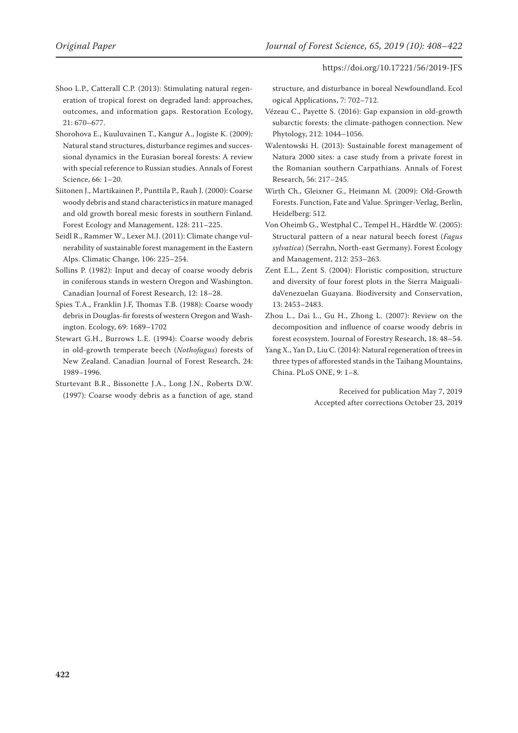Shoo L.P., Catterall C.P. (2013): Stimulating natural regeneration of tropical forest on degraded land: approaches, outcomes, and information gaps. Restoration Ecology, 21: 670–677.

Shorohova E., Kuuluvainen T., Kangur A., Jogiste K. (2009): Natural stand structures, disturbance regimes and successional dynamics in the Eurasian boreal forests: A review with special reference to Russian studies. Annals of Forest Science, 66: 1–20.

Siitonen J., Martikainen P., Punttila P., Rauh J. (2000): Coarse woody debris and stand characteristics in mature managed and old growth boreal mesic forests in southern Finland. Forest Ecology and Management, 128: 211–225.

Seidl R., Rammer W., Lexer M.J. (2011): Climate change vulnerability of sustainable forest management in the Eastern Alps. Climatic Change, 106: 225–254.

Sollins P. (1982): Input and decay of coarse woody debris in coniferous stands in western Oregon and Washington. Canadian Journal of Forest Research, 12: 18–28.

Spies T.A., Franklin J.F, Thomas T.B. (1988): Coarse woody debris in Douglas-fir forests of western Oregon and Washington. Ecology, 69: 1689–1702

Stewart G.H., Burrows L.E. (1994): Coarse woody debris in old-growth temperate beech (*Nothofagus*) forests of New Zealand. Canadian Journal of Forest Research, 24: 1989–1996.

Sturtevant B.R., Bissonette J.A., Long J.N., Roberts D.W. (1997): Coarse woody debris as a function of age, stand structure, and disturbance in boreal Newfoundland. Ecol ogical Applications, 7: 702–712.

Vézeau C., Payette S. (2016): Gap expansion in old-growth subarctic forests: the climate-pathogen connection. New Phytology, 212: 1044–1056.

Walentowski H. (2013): Sustainable forest management of Natura 2000 sites: a case study from a private forest in the Romanian southern Carpathians. Annals of Forest Research, 56: 217–245.

Wirth Ch., Gleixner G., Heimann M. (2009): Old-Growth Forests. Function, Fate and Value. Springer-Verlag, Berlin, Heidelberg: 512.

Von Oheimb G., Westphal C., Tempel H., Härdtle W. (2005): Structural pattern of a near natural beech forest (*Fagus sylvatica*) (Serrahn, North-east Germany). Forest Ecology and Management, 212: 253–263.

Zent E.L., Zent S. (2004): Floristic composition, structure and diversity of four forest plots in the Sierra MaigualidaVenezuelan Guayana. Biodiversity and Conservation, 13: 2453–2483.

Zhou L., Dai L., Gu H., Zhong L. (2007): Review on the decomposition and influence of coarse woody debris in forest ecosystem. Journal of Forestry Research, 18: 48–54.

Yang X., Yan D., Liu C. (2014): Natural regeneration of trees in three types of afforested stands in the Taihang Mountains, China. PLoS ONE, 9: 1–8.

Received for publication May 7, 2019
Accepted after corrections October 23, 2019